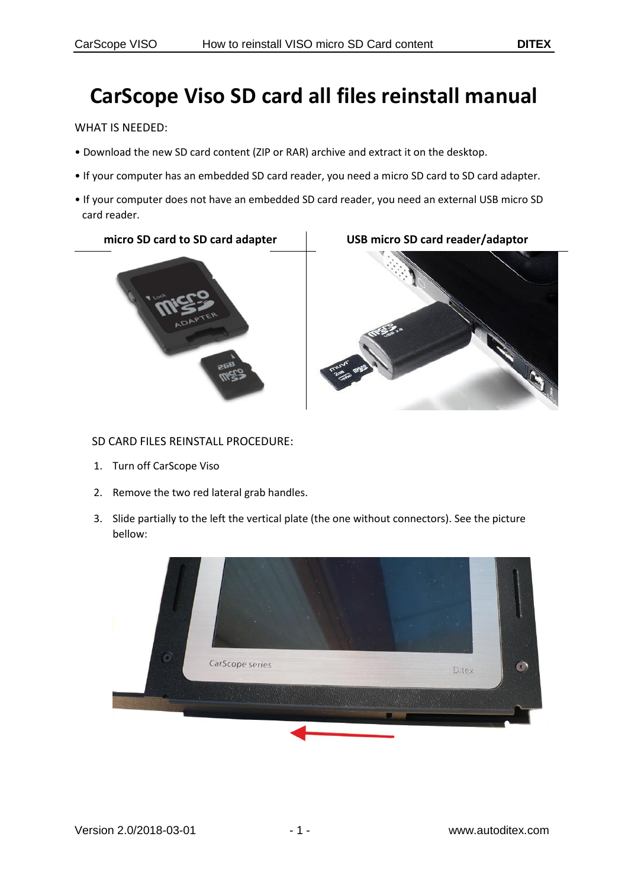# CarScope Viso SD card all files reinstall manual

WHAT IS NEEDED:

- Download the new SD card content (ZIP or RAR) archive and extract it on the desktop.
- If your computer has an embedded SD card reader, you need a micro SD card to SD card adapter.
- If your computer does not have an embedded SD card reader, you need an external USB micro SD card reader.

**micro SD card to SD card adapter**

**USB micro SD card reader/adaptor**

SD CARD FILES REINSTALL PROCEDURE:

1. Turn off CarScope Viso
2. Remove the two red lateral grab handles.
3. Slide partially to the left the vertical plate (the one without connectors). See the picture bellow: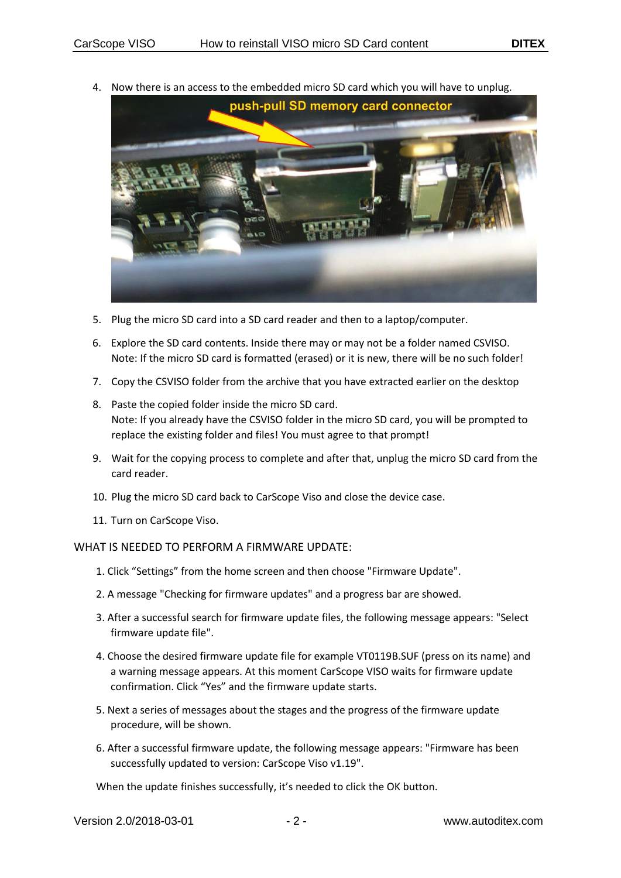4. Now there is an access to the embedded micro SD card which you will have to unplug.

5. Plug the micro SD card into a SD card reader and then to a laptop/computer.

6. Explore the SD card contents. Inside there may or may not be a folder named CSVISO.
   Note: If the micro SD card is formatted (erased) or it is new, there will be no such folder!

7. Copy the CSVISO folder from the archive that you have extracted earlier on the desktop

8. Paste the copied folder inside the micro SD card.
   Note: If you already have the CSVISO folder in the micro SD card, you will be prompted to replace the existing folder and files! You must agree to that prompt!

9. Wait for the copying process to complete and after that, unplug the micro SD card from the card reader.

10. Plug the micro SD card back to CarScope Viso and close the device case.

11. Turn on CarScope Viso.

WHAT IS NEEDED TO PERFORM A FIRMWARE UPDATE:

1. Click “Settings” from the home screen and then choose "Firmware Update".

2. A message "Checking for firmware updates" and a progress bar are showed.

3. After a successful search for firmware update files, the following message appears: "Select firmware update file".

4. Choose the desired firmware update file for example VT0119B.SUF (press on its name) and a warning message appears. At this moment CarScope VISO waits for firmware update confirmation. Click “Yes” and the firmware update starts.

5. Next a series of messages about the stages and the progress of the firmware update procedure, will be shown.

6. After a successful firmware update, the following message appears: "Firmware has been successfully updated to version: CarScope Viso v1.19".

When the update finishes successfully, it’s needed to click the OK button.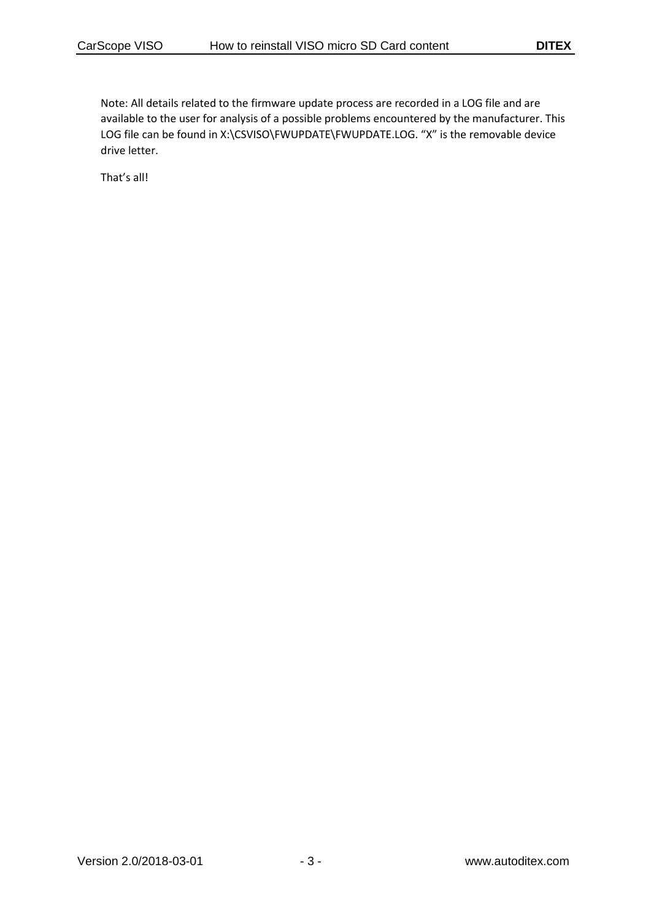Note: All details related to the firmware update process are recorded in a LOG file and are available to the user for analysis of a possible problems encountered by the manufacturer. This LOG file can be found in X:\CSVISO\FWUPDATE\FWUPDATE.LOG. “X” is the removable device drive letter.

That’s all!